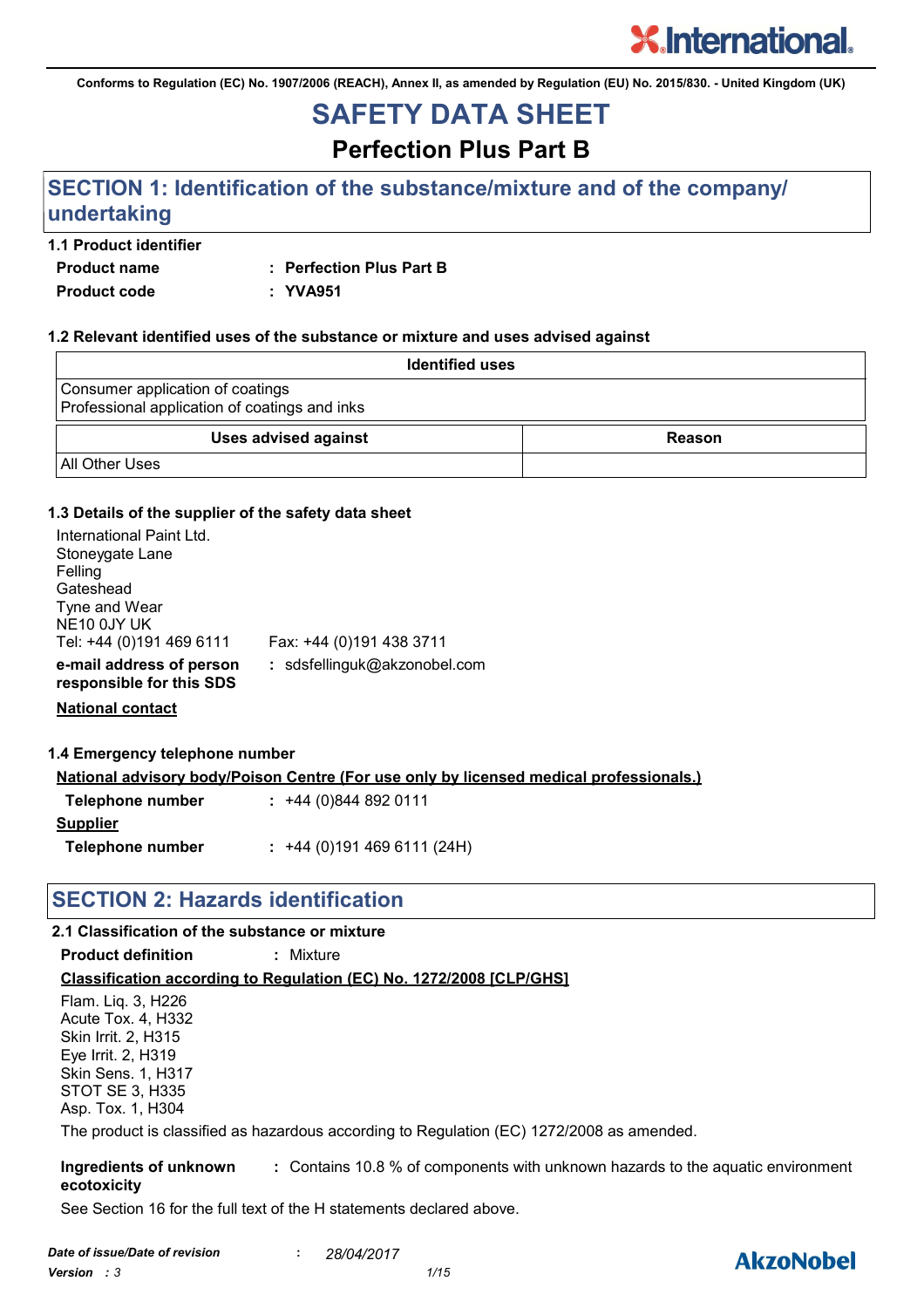Conforms to Regulation (EC) No. 1907/2006 (REACH), Annex II, as amended by Regulation (EU) No. 2015/830. - United Kingdom (UK)

# SAFETY DATA SHEET

## Perfection Plus Part B

## SECTION 1: Identification of the substance/mixture and of the company/ undertaking

### 1.1 Product identifier

**Product name** : **Perfection Plus Part B**

**Product code** : **YVA951**

### 1.2 Relevant identified uses of the substance or mixture and uses advised against

| Identified uses |
|---|
| Consumer application of coatings<br>Professional application of coatings and inks |

| Uses advised against | Reason |
|---|---|
| All Other Uses | |

### 1.3 Details of the supplier of the safety data sheet

International Paint Ltd.
Stoneygate Lane
Felling
Gateshead
Tyne and Wear
NE10 0JY UK
Tel: +44 (0)191 469 6111    Fax: +44 (0)191 438 3711

**e-mail address of person responsible for this SDS** : sdsfellinguk@akzonobel.com

**National contact**

### 1.4 Emergency telephone number

**National advisory body/Poison Centre (For use only by licensed medical professionals.)**

**Telephone number** : +44 (0)844 892 0111

**Supplier**

**Telephone number** : +44 (0)191 469 6111 (24H)

## SECTION 2: Hazards identification

### 2.1 Classification of the substance or mixture

**Product definition** : Mixture

**Classification according to Regulation (EC) No. 1272/2008 [CLP/GHS]**

Flam. Liq. 3, H226
Acute Tox. 4, H332
Skin Irrit. 2, H315
Eye Irrit. 2, H319
Skin Sens. 1, H317
STOT SE 3, H335
Asp. Tox. 1, H304

The product is classified as hazardous according to Regulation (EC) 1272/2008 as amended.

**Ingredients of unknown ecotoxicity** : Contains 10.8 % of components with unknown hazards to the aquatic environment

See Section 16 for the full text of the H statements declared above.

*Date of issue/Date of revision* : *28/04/2017*
*Version : 3*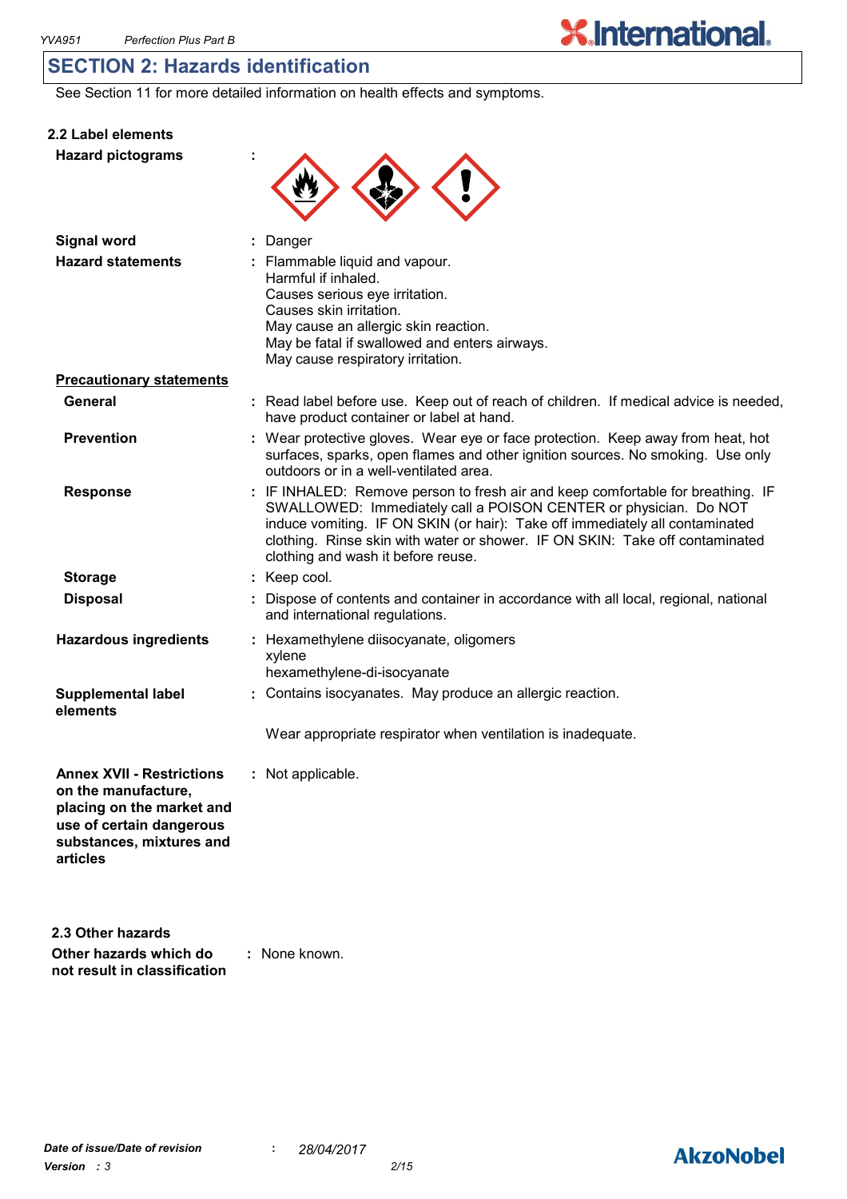## SECTION 2: Hazards identification

See Section 11 for more detailed information on health effects and symptoms.

### 2.2 Label elements

| | |
|---|---|
| **Hazard pictograms** | : |
| **Signal word** | : Danger |
| **Hazard statements** | : Flammable liquid and vapour.<br>Harmful if inhaled.<br>Causes serious eye irritation.<br>Causes skin irritation.<br>May cause an allergic skin reaction.<br>May be fatal if swallowed and enters airways.<br>May cause respiratory irritation. |

**Precautionary statements**

| | |
|---|---|
| **General** | : Read label before use. Keep out of reach of children. If medical advice is needed, have product container or label at hand. |
| **Prevention** | : Wear protective gloves. Wear eye or face protection. Keep away from heat, hot surfaces, sparks, open flames and other ignition sources. No smoking. Use only outdoors or in a well-ventilated area. |
| **Response** | : IF INHALED: Remove person to fresh air and keep comfortable for breathing. IF SWALLOWED: Immediately call a POISON CENTER or physician. Do NOT induce vomiting. IF ON SKIN (or hair): Take off immediately all contaminated clothing. Rinse skin with water or shower. IF ON SKIN: Take off contaminated clothing and wash it before reuse. |
| **Storage** | : Keep cool. |
| **Disposal** | : Dispose of contents and container in accordance with all local, regional, national and international regulations. |
| **Hazardous ingredients** | : Hexamethylene diisocyanate, oligomers<br>xylene<br>hexamethylene-di-isocyanate |
| **Supplemental label elements** | : Contains isocyanates. May produce an allergic reaction.<br><br>Wear appropriate respirator when ventilation is inadequate. |
| **Annex XVII - Restrictions on the manufacture, placing on the market and use of certain dangerous substances, mixtures and articles** | : Not applicable. |

### 2.3 Other hazards

| | |
|---|---|
| **Other hazards which do not result in classification** | : None known. |

*Date of issue/Date of revision* : *28/04/2017*

*Version : 3*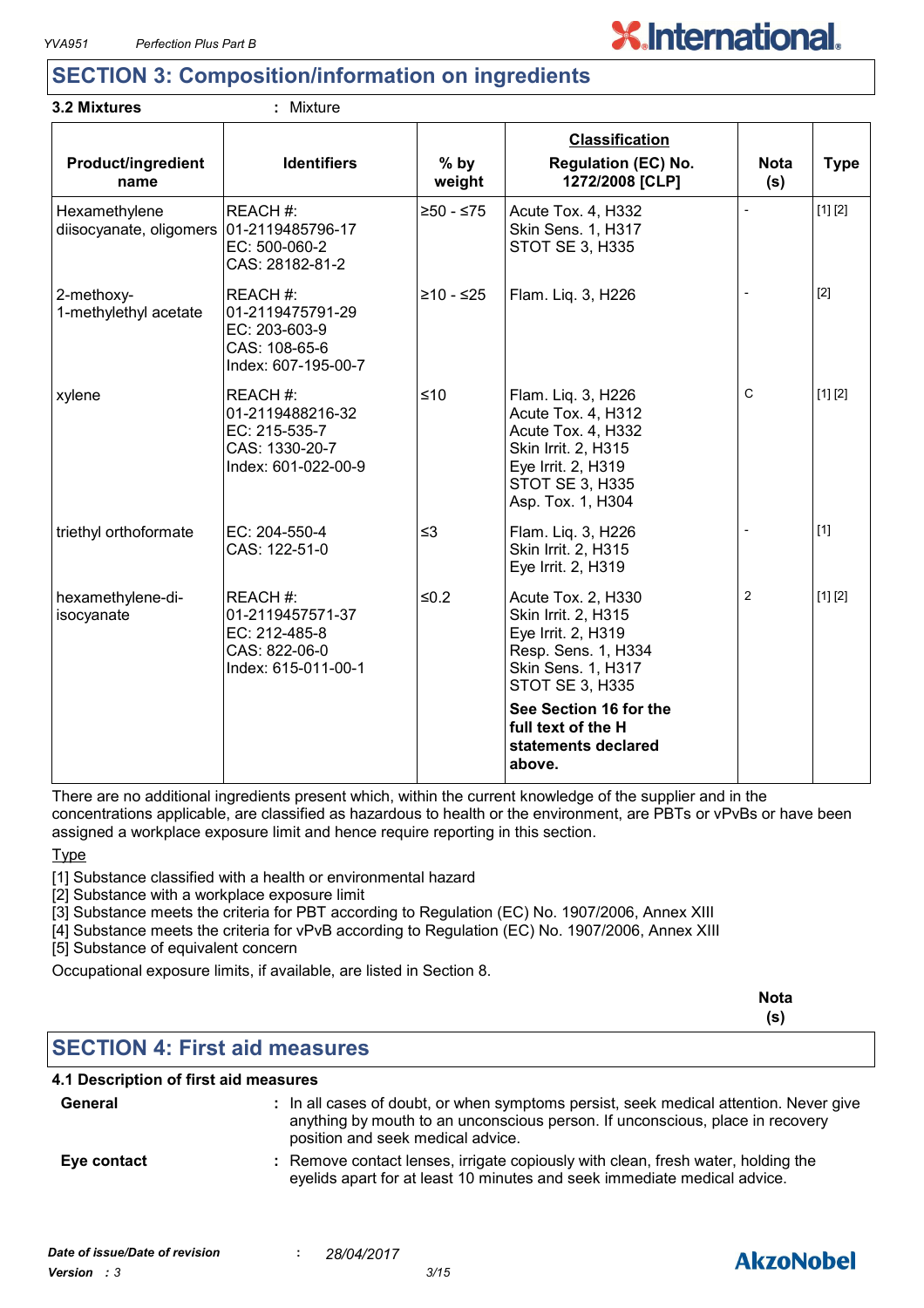## SECTION 3: Composition/information on ingredients

**3.2 Mixtures** : Mixture

| Product/ingredient name | Identifiers | % by weight | Classification<br>Regulation (EC) No. 1272/2008 [CLP] | Nota (s) | Type |
|---|---|---|---|---|---|
| Hexamethylene diisocyanate, oligomers | REACH #: 01-2119485796-17<br>EC: 500-060-2<br>CAS: 28182-81-2 | ≥50 - ≤75 | Acute Tox. 4, H332<br>Skin Sens. 1, H317<br>STOT SE 3, H335 | - | [1] [2] |
| 2-methoxy-1-methylethyl acetate | REACH #: 01-2119475791-29<br>EC: 203-603-9<br>CAS: 108-65-6<br>Index: 607-195-00-7 | ≥10 - ≤25 | Flam. Liq. 3, H226 | - | [2] |
| xylene | REACH #: 01-2119488216-32<br>EC: 215-535-7<br>CAS: 1330-20-7<br>Index: 601-022-00-9 | ≤10 | Flam. Liq. 3, H226<br>Acute Tox. 4, H312<br>Acute Tox. 4, H332<br>Skin Irrit. 2, H315<br>Eye Irrit. 2, H319<br>STOT SE 3, H335<br>Asp. Tox. 1, H304 | C | [1] [2] |
| triethyl orthoformate | EC: 204-550-4<br>CAS: 122-51-0 | ≤3 | Flam. Liq. 3, H226<br>Skin Irrit. 2, H315<br>Eye Irrit. 2, H319 | - | [1] |
| hexamethylene-di-isocyanate | REACH #: 01-2119457571-37<br>EC: 212-485-8<br>CAS: 822-06-0<br>Index: 615-011-00-1 | ≤0.2 | Acute Tox. 2, H330<br>Skin Irrit. 2, H315<br>Eye Irrit. 2, H319<br>Resp. Sens. 1, H334<br>Skin Sens. 1, H317<br>STOT SE 3, H335<br>**See Section 16 for the full text of the H statements declared above.** | 2 | [1] [2] |

There are no additional ingredients present which, within the current knowledge of the supplier and in the concentrations applicable, are classified as hazardous to health or the environment, are PBTs or vPvBs or have been assigned a workplace exposure limit and hence require reporting in this section.

Type

[1] Substance classified with a health or environmental hazard
[2] Substance with a workplace exposure limit
[3] Substance meets the criteria for PBT according to Regulation (EC) No. 1907/2006, Annex XIII
[4] Substance meets the criteria for vPvB according to Regulation (EC) No. 1907/2006, Annex XIII
[5] Substance of equivalent concern

Occupational exposure limits, if available, are listed in Section 8.

**Nota (s)**

## SECTION 4: First aid measures

**4.1 Description of first aid measures**

**General** : In all cases of doubt, or when symptoms persist, seek medical attention. Never give anything by mouth to an unconscious person. If unconscious, place in recovery position and seek medical advice.

**Eye contact** : Remove contact lenses, irrigate copiously with clean, fresh water, holding the eyelids apart for at least 10 minutes and seek immediate medical advice.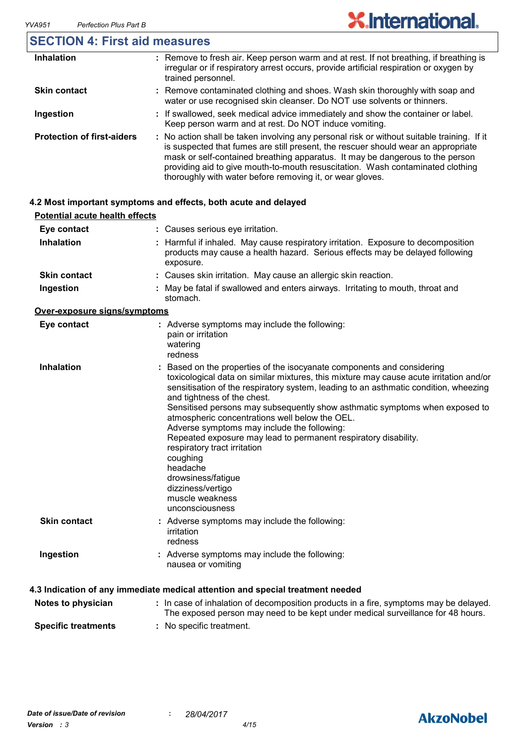## SECTION 4: First aid measures

| | |
|---|---|
| **Inhalation** | : Remove to fresh air. Keep person warm and at rest. If not breathing, if breathing is irregular or if respiratory arrest occurs, provide artificial respiration or oxygen by trained personnel. |
| **Skin contact** | : Remove contaminated clothing and shoes. Wash skin thoroughly with soap and water or use recognised skin cleanser. Do NOT use solvents or thinners. |
| **Ingestion** | : If swallowed, seek medical advice immediately and show the container or label. Keep person warm and at rest. Do NOT induce vomiting. |
| **Protection of first-aiders** | : No action shall be taken involving any personal risk or without suitable training. If it is suspected that fumes are still present, the rescuer should wear an appropriate mask or self-contained breathing apparatus. It may be dangerous to the person providing aid to give mouth-to-mouth resuscitation. Wash contaminated clothing thoroughly with water before removing it, or wear gloves. |

### 4.2 Most important symptoms and effects, both acute and delayed

**Potential acute health effects**

| | |
|---|---|
| **Eye contact** | : Causes serious eye irritation. |
| **Inhalation** | : Harmful if inhaled. May cause respiratory irritation. Exposure to decomposition products may cause a health hazard. Serious effects may be delayed following exposure. |
| **Skin contact** | : Causes skin irritation. May cause an allergic skin reaction. |
| **Ingestion** | : May be fatal if swallowed and enters airways. Irritating to mouth, throat and stomach. |

**Over-exposure signs/symptoms**

| | |
|---|---|
| **Eye contact** | : Adverse symptoms may include the following:<br>pain or irritation<br>watering<br>redness |
| **Inhalation** | : Based on the properties of the isocyanate components and considering toxicological data on similar mixtures, this mixture may cause acute irritation and/or sensitisation of the respiratory system, leading to an asthmatic condition, wheezing and tightness of the chest.<br>Sensitised persons may subsequently show asthmatic symptoms when exposed to atmospheric concentrations well below the OEL.<br>Adverse symptoms may include the following:<br>Repeated exposure may lead to permanent respiratory disability.<br>respiratory tract irritation<br>coughing<br>headache<br>drowsiness/fatigue<br>dizziness/vertigo<br>muscle weakness<br>unconsciousness |
| **Skin contact** | : Adverse symptoms may include the following:<br>irritation<br>redness |
| **Ingestion** | : Adverse symptoms may include the following:<br>nausea or vomiting |

### 4.3 Indication of any immediate medical attention and special treatment needed

| | |
|---|---|
| **Notes to physician** | : In case of inhalation of decomposition products in a fire, symptoms may be delayed. The exposed person may need to be kept under medical surveillance for 48 hours. |
| **Specific treatments** | : No specific treatment. |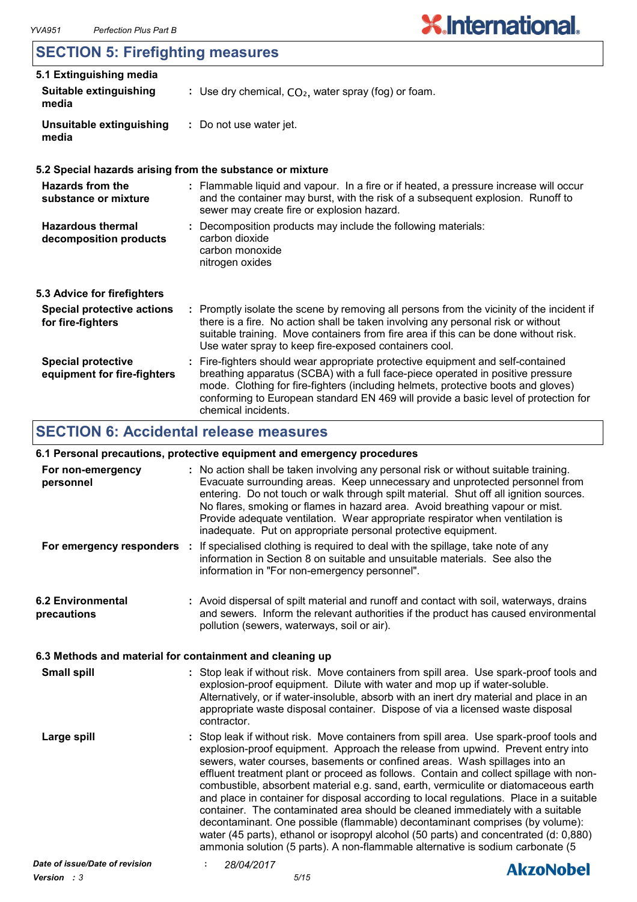## SECTION 5: Firefighting measures

### 5.1 Extinguishing media

| | |
|---|---|
| **Suitable extinguishing media** | : Use dry chemical, $CO_2$, water spray (fog) or foam. |
| **Unsuitable extinguishing media** | : Do not use water jet. |

### 5.2 Special hazards arising from the substance or mixture

| | |
|---|---|
| **Hazards from the substance or mixture** | : Flammable liquid and vapour. In a fire or if heated, a pressure increase will occur and the container may burst, with the risk of a subsequent explosion. Runoff to sewer may create fire or explosion hazard. |
| **Hazardous thermal decomposition products** | : Decomposition products may include the following materials: carbon dioxide, carbon monoxide, nitrogen oxides |

### 5.3 Advice for firefighters

| | |
|---|---|
| **Special protective actions for fire-fighters** | : Promptly isolate the scene by removing all persons from the vicinity of the incident if there is a fire. No action shall be taken involving any personal risk or without suitable training. Move containers from fire area if this can be done without risk. Use water spray to keep fire-exposed containers cool. |
| **Special protective equipment for fire-fighters** | : Fire-fighters should wear appropriate protective equipment and self-contained breathing apparatus (SCBA) with a full face-piece operated in positive pressure mode. Clothing for fire-fighters (including helmets, protective boots and gloves) conforming to European standard EN 469 will provide a basic level of protection for chemical incidents. |

## SECTION 6: Accidental release measures

### 6.1 Personal precautions, protective equipment and emergency procedures

| | |
|---|---|
| **For non-emergency personnel** | : No action shall be taken involving any personal risk or without suitable training. Evacuate surrounding areas. Keep unnecessary and unprotected personnel from entering. Do not touch or walk through spilt material. Shut off all ignition sources. No flares, smoking or flames in hazard area. Avoid breathing vapour or mist. Provide adequate ventilation. Wear appropriate respirator when ventilation is inadequate. Put on appropriate personal protective equipment. |
| **For emergency responders** | : If specialised clothing is required to deal with the spillage, take note of any information in Section 8 on suitable and unsuitable materials. See also the information in "For non-emergency personnel". |

| | |
|---|---|
| **6.2 Environmental precautions** | : Avoid dispersal of spilt material and runoff and contact with soil, waterways, drains and sewers. Inform the relevant authorities if the product has caused environmental pollution (sewers, waterways, soil or air). |

### 6.3 Methods and material for containment and cleaning up

| | |
|---|---|
| **Small spill** | : Stop leak if without risk. Move containers from spill area. Use spark-proof tools and explosion-proof equipment. Dilute with water and mop up if water-soluble. Alternatively, or if water-insoluble, absorb with an inert dry material and place in an appropriate waste disposal container. Dispose of via a licensed waste disposal contractor. |
| **Large spill** | : Stop leak if without risk. Move containers from spill area. Use spark-proof tools and explosion-proof equipment. Approach the release from upwind. Prevent entry into sewers, water courses, basements or confined areas. Wash spillages into an effluent treatment plant or proceed as follows. Contain and collect spillage with non-combustible, absorbent material e.g. sand, earth, vermiculite or diatomaceous earth and place in container for disposal according to local regulations. Place in a suitable container. The contaminated area should be cleaned immediately with a suitable decontaminant. One possible (flammable) decontaminant comprises (by volume): water (45 parts), ethanol or isopropyl alcohol (50 parts) and concentrated (d: 0,880) ammonia solution (5 parts). A non-flammable alternative is sodium carbonate (5 |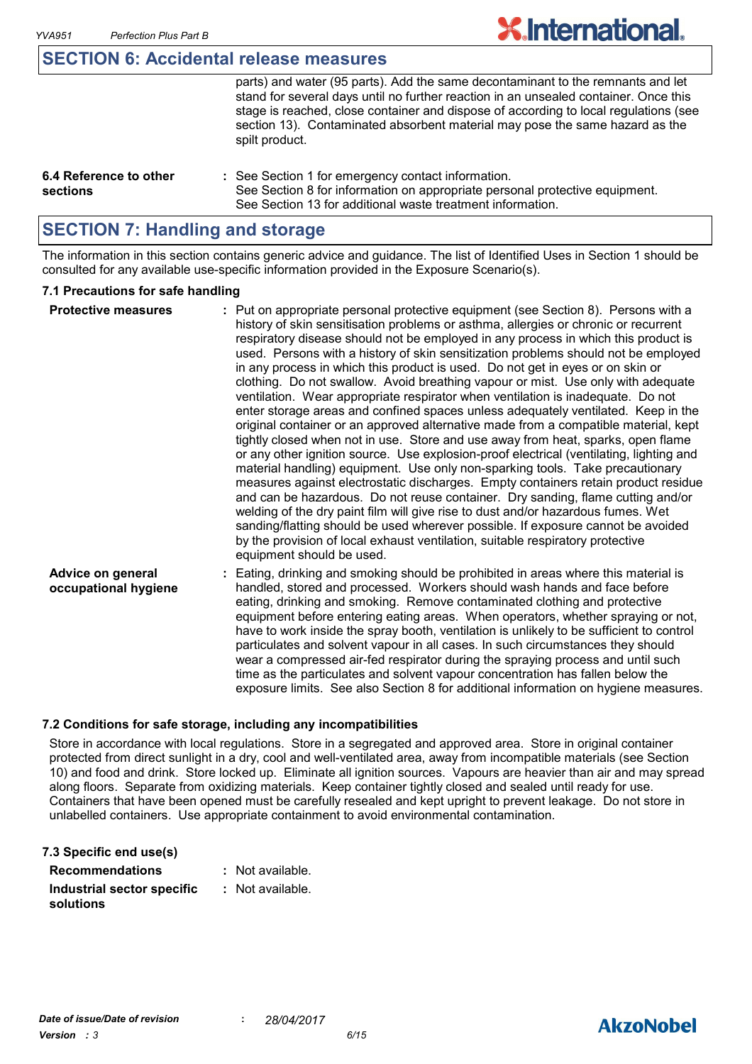## SECTION 6: Accidental release measures

parts) and water (95 parts). Add the same decontaminant to the remnants and let stand for several days until no further reaction in an unsealed container. Once this stage is reached, close container and dispose of according to local regulations (see section 13). Contaminated absorbent material may pose the same hazard as the spilt product.

**6.4 Reference to other sections** : See Section 1 for emergency contact information.
See Section 8 for information on appropriate personal protective equipment.
See Section 13 for additional waste treatment information.

## SECTION 7: Handling and storage

The information in this section contains generic advice and guidance. The list of Identified Uses in Section 1 should be consulted for any available use-specific information provided in the Exposure Scenario(s).

### 7.1 Precautions for safe handling

**Protective measures** : Put on appropriate personal protective equipment (see Section 8). Persons with a history of skin sensitisation problems or asthma, allergies or chronic or recurrent respiratory disease should not be employed in any process in which this product is used. Persons with a history of skin sensitization problems should not be employed in any process in which this product is used. Do not get in eyes or on skin or clothing. Do not swallow. Avoid breathing vapour or mist. Use only with adequate ventilation. Wear appropriate respirator when ventilation is inadequate. Do not enter storage areas and confined spaces unless adequately ventilated. Keep in the original container or an approved alternative made from a compatible material, kept tightly closed when not in use. Store and use away from heat, sparks, open flame or any other ignition source. Use explosion-proof electrical (ventilating, lighting and material handling) equipment. Use only non-sparking tools. Take precautionary measures against electrostatic discharges. Empty containers retain product residue and can be hazardous. Do not reuse container. Dry sanding, flame cutting and/or welding of the dry paint film will give rise to dust and/or hazardous fumes. Wet sanding/flatting should be used wherever possible. If exposure cannot be avoided by the provision of local exhaust ventilation, suitable respiratory protective equipment should be used.

**Advice on general occupational hygiene** : Eating, drinking and smoking should be prohibited in areas where this material is handled, stored and processed. Workers should wash hands and face before eating, drinking and smoking. Remove contaminated clothing and protective equipment before entering eating areas. When operators, whether spraying or not, have to work inside the spray booth, ventilation is unlikely to be sufficient to control particulates and solvent vapour in all cases. In such circumstances they should wear a compressed air-fed respirator during the spraying process and until such time as the particulates and solvent vapour concentration has fallen below the exposure limits. See also Section 8 for additional information on hygiene measures.

### 7.2 Conditions for safe storage, including any incompatibilities

Store in accordance with local regulations. Store in a segregated and approved area. Store in original container protected from direct sunlight in a dry, cool and well-ventilated area, away from incompatible materials (see Section 10) and food and drink. Store locked up. Eliminate all ignition sources. Vapours are heavier than air and may spread along floors. Separate from oxidizing materials. Keep container tightly closed and sealed until ready for use. Containers that have been opened must be carefully resealed and kept upright to prevent leakage. Do not store in unlabelled containers. Use appropriate containment to avoid environmental contamination.

### 7.3 Specific end use(s)

**Recommendations** : Not available.

**Industrial sector specific solutions** : Not available.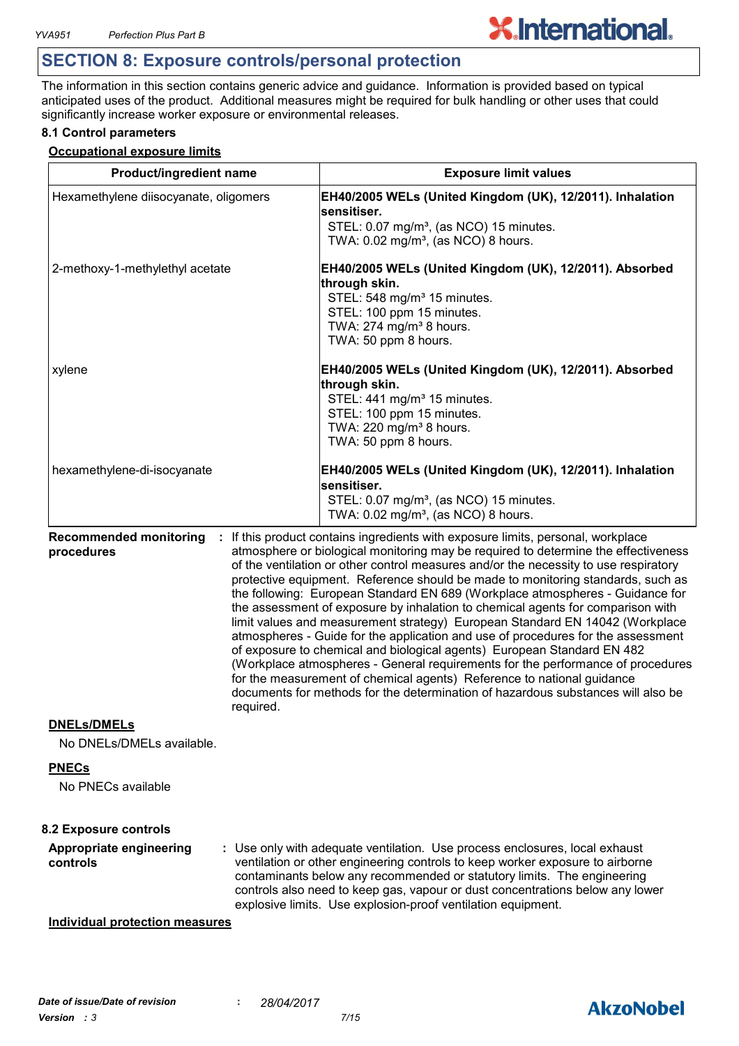## SECTION 8: Exposure controls/personal protection

The information in this section contains generic advice and guidance. Information is provided based on typical anticipated uses of the product. Additional measures might be required for bulk handling or other uses that could significantly increase worker exposure or environmental releases.

### 8.1 Control parameters

**Occupational exposure limits**

| Product/ingredient name | Exposure limit values |
|---|---|
| Hexamethylene diisocyanate, oligomers | **EH40/2005 WELs (United Kingdom (UK), 12/2011). Inhalation sensitiser.**<br>STEL: 0.07 mg/m³, (as NCO) 15 minutes.<br>TWA: 0.02 mg/m³, (as NCO) 8 hours. |
| 2-methoxy-1-methylethyl acetate | **EH40/2005 WELs (United Kingdom (UK), 12/2011). Absorbed through skin.**<br>STEL: 548 mg/m³ 15 minutes.<br>STEL: 100 ppm 15 minutes.<br>TWA: 274 mg/m³ 8 hours.<br>TWA: 50 ppm 8 hours. |
| xylene | **EH40/2005 WELs (United Kingdom (UK), 12/2011). Absorbed through skin.**<br>STEL: 441 mg/m³ 15 minutes.<br>STEL: 100 ppm 15 minutes.<br>TWA: 220 mg/m³ 8 hours.<br>TWA: 50 ppm 8 hours. |
| hexamethylene-di-isocyanate | **EH40/2005 WELs (United Kingdom (UK), 12/2011). Inhalation sensitiser.**<br>STEL: 0.07 mg/m³, (as NCO) 15 minutes.<br>TWA: 0.02 mg/m³, (as NCO) 8 hours. |

**Recommended monitoring procedures** : If this product contains ingredients with exposure limits, personal, workplace atmosphere or biological monitoring may be required to determine the effectiveness of the ventilation or other control measures and/or the necessity to use respiratory protective equipment. Reference should be made to monitoring standards, such as the following: European Standard EN 689 (Workplace atmospheres - Guidance for the assessment of exposure by inhalation to chemical agents for comparison with limit values and measurement strategy) European Standard EN 14042 (Workplace atmospheres - Guide for the application and use of procedures for the assessment of exposure to chemical and biological agents) European Standard EN 482 (Workplace atmospheres - General requirements for the performance of procedures for the measurement of chemical agents) Reference to national guidance documents for methods for the determination of hazardous substances will also be required.

**DNELs/DMELs**

No DNELs/DMELs available.

**PNECs**

No PNECs available

### 8.2 Exposure controls

**Appropriate engineering controls** : Use only with adequate ventilation. Use process enclosures, local exhaust ventilation or other engineering controls to keep worker exposure to airborne contaminants below any recommended or statutory limits. The engineering controls also need to keep gas, vapour or dust concentrations below any lower explosive limits. Use explosion-proof ventilation equipment.

**Individual protection measures**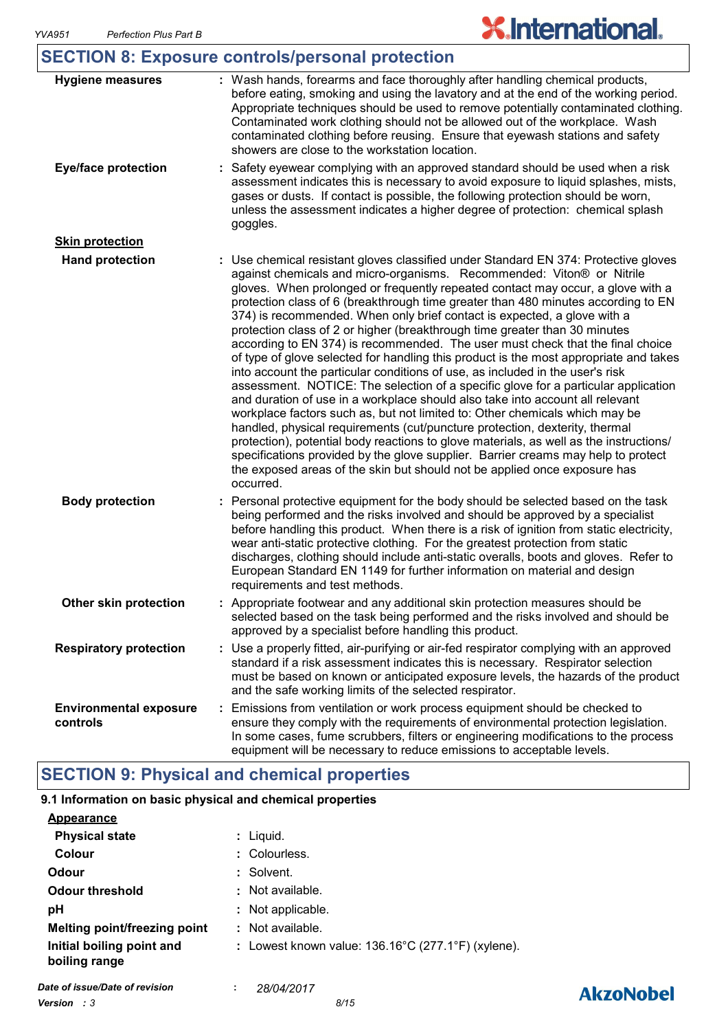## SECTION 8: Exposure controls/personal protection

| | |
|---|---|
| **Hygiene measures** | : Wash hands, forearms and face thoroughly after handling chemical products, before eating, smoking and using the lavatory and at the end of the working period. Appropriate techniques should be used to remove potentially contaminated clothing. Contaminated work clothing should not be allowed out of the workplace. Wash contaminated clothing before reusing. Ensure that eyewash stations and safety showers are close to the workstation location. |
| **Eye/face protection** | : Safety eyewear complying with an approved standard should be used when a risk assessment indicates this is necessary to avoid exposure to liquid splashes, mists, gases or dusts. If contact is possible, the following protection should be worn, unless the assessment indicates a higher degree of protection: chemical splash goggles. |

**Skin protection**

| | |
|---|---|
| **Hand protection** | : Use chemical resistant gloves classified under Standard EN 374: Protective gloves against chemicals and micro-organisms. Recommended: Viton® or Nitrile gloves. When prolonged or frequently repeated contact may occur, a glove with a protection class of 6 (breakthrough time greater than 480 minutes according to EN 374) is recommended. When only brief contact is expected, a glove with a protection class of 2 or higher (breakthrough time greater than 30 minutes according to EN 374) is recommended. The user must check that the final choice of type of glove selected for handling this product is the most appropriate and takes into account the particular conditions of use, as included in the user's risk assessment. NOTICE: The selection of a specific glove for a particular application and duration of use in a workplace should also take into account all relevant workplace factors such as, but not limited to: Other chemicals which may be handled, physical requirements (cut/puncture protection, dexterity, thermal protection), potential body reactions to glove materials, as well as the instructions/ specifications provided by the glove supplier. Barrier creams may help to protect the exposed areas of the skin but should not be applied once exposure has occurred. |
| **Body protection** | : Personal protective equipment for the body should be selected based on the task being performed and the risks involved and should be approved by a specialist before handling this product. When there is a risk of ignition from static electricity, wear anti-static protective clothing. For the greatest protection from static discharges, clothing should include anti-static overalls, boots and gloves. Refer to European Standard EN 1149 for further information on material and design requirements and test methods. |
| **Other skin protection** | : Appropriate footwear and any additional skin protection measures should be selected based on the task being performed and the risks involved and should be approved by a specialist before handling this product. |
| **Respiratory protection** | : Use a properly fitted, air-purifying or air-fed respirator complying with an approved standard if a risk assessment indicates this is necessary. Respirator selection must be based on known or anticipated exposure levels, the hazards of the product and the safe working limits of the selected respirator. |
| **Environmental exposure controls** | : Emissions from ventilation or work process equipment should be checked to ensure they comply with the requirements of environmental protection legislation. In some cases, fume scrubbers, filters or engineering modifications to the process equipment will be necessary to reduce emissions to acceptable levels. |

## SECTION 9: Physical and chemical properties

**9.1 Information on basic physical and chemical properties**

**Appearance**

| | |
|---|---|
| **Physical state** | : Liquid. |
| **Colour** | : Colourless. |
| **Odour** | : Solvent. |
| **Odour threshold** | : Not available. |
| **pH** | : Not applicable. |
| **Melting point/freezing point** | : Not available. |
| **Initial boiling point and boiling range** | : Lowest known value: 136.16°C (277.1°F) (xylene). |

*Date of issue/Date of revision* : *28/04/2017*
*Version : 3*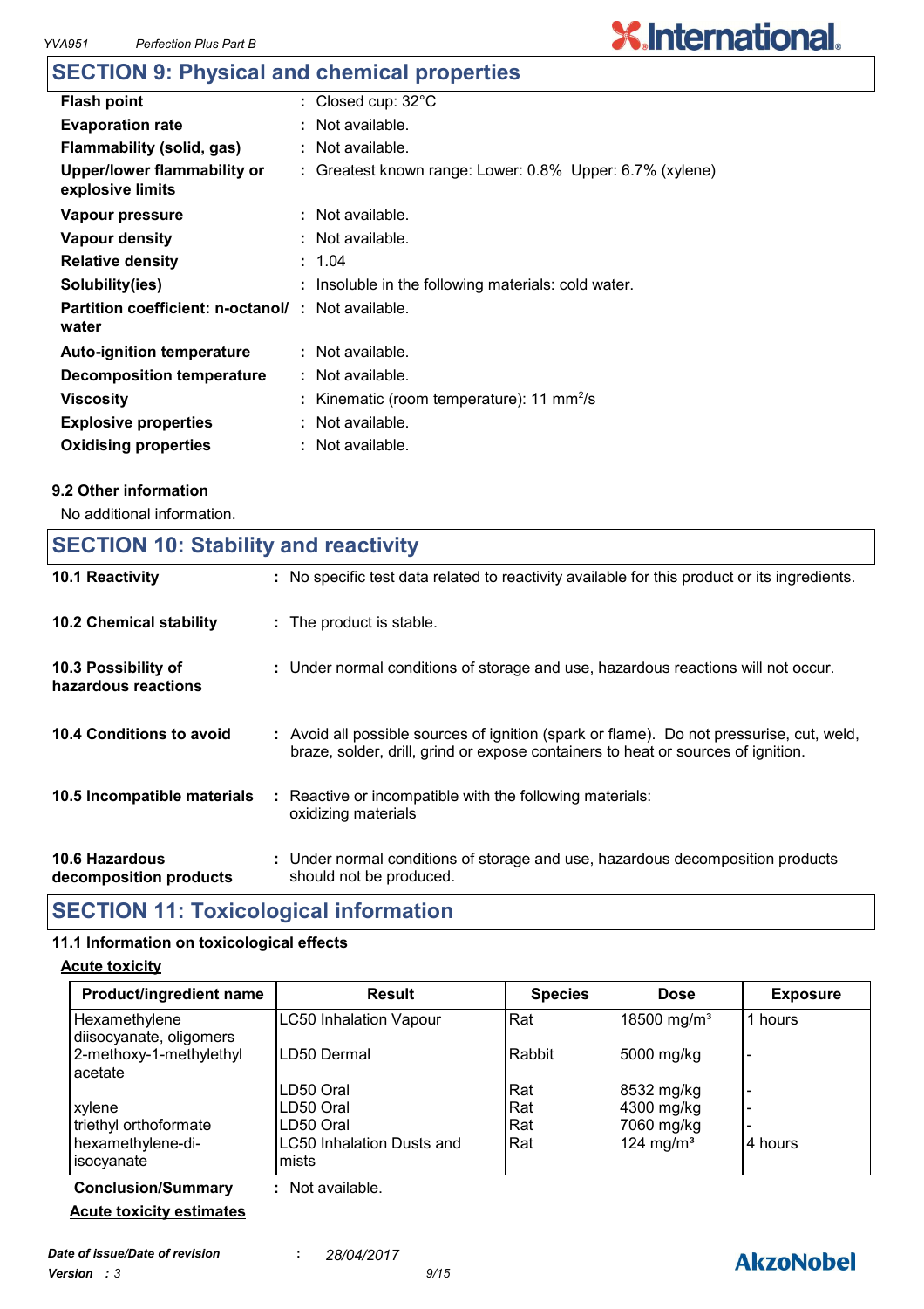## SECTION 9: Physical and chemical properties

| | | |
|---|---|---|
| **Flash point** | : | Closed cup: 32°C |
| **Evaporation rate** | : | Not available. |
| **Flammability (solid, gas)** | : | Not available. |
| **Upper/lower flammability or explosive limits** | : | Greatest known range: Lower: 0.8% Upper: 6.7% (xylene) |
| **Vapour pressure** | : | Not available. |
| **Vapour density** | : | Not available. |
| **Relative density** | : | 1.04 |
| **Solubility(ies)** | : | Insoluble in the following materials: cold water. |
| **Partition coefficient: n-octanol/ water** | : | Not available. |
| **Auto-ignition temperature** | : | Not available. |
| **Decomposition temperature** | : | Not available. |
| **Viscosity** | : | Kinematic (room temperature): 11 $mm^2/s$ |
| **Explosive properties** | : | Not available. |
| **Oxidising properties** | : | Not available. |

### 9.2 Other information

No additional information.

## SECTION 10: Stability and reactivity

| | | |
|---|---|---|
| **10.1 Reactivity** | : | No specific test data related to reactivity available for this product or its ingredients. |
| **10.2 Chemical stability** | : | The product is stable. |
| **10.3 Possibility of hazardous reactions** | : | Under normal conditions of storage and use, hazardous reactions will not occur. |
| **10.4 Conditions to avoid** | : | Avoid all possible sources of ignition (spark or flame). Do not pressurise, cut, weld, braze, solder, drill, grind or expose containers to heat or sources of ignition. |
| **10.5 Incompatible materials** | : | Reactive or incompatible with the following materials: oxidizing materials |
| **10.6 Hazardous decomposition products** | : | Under normal conditions of storage and use, hazardous decomposition products should not be produced. |

## SECTION 11: Toxicological information

### 11.1 Information on toxicological effects

**Acute toxicity**

| Product/ingredient name | Result | Species | Dose | Exposure |
|---|---|---|---|---|
| Hexamethylene diisocyanate, oligomers | LC50 Inhalation Vapour | Rat | 18500 $mg/m^3$ | 1 hours |
| 2-methoxy-1-methylethyl acetate | LD50 Dermal | Rabbit | 5000 mg/kg | - |
| | LD50 Oral | Rat | 8532 mg/kg | - |
| xylene | LD50 Oral | Rat | 4300 mg/kg | - |
| triethyl orthoformate | LD50 Oral | Rat | 7060 mg/kg | - |
| hexamethylene-di-isocyanate | LC50 Inhalation Dusts and mists | Rat | 124 $mg/m^3$ | 4 hours |

**Conclusion/Summary** : Not available.

**Acute toxicity estimates**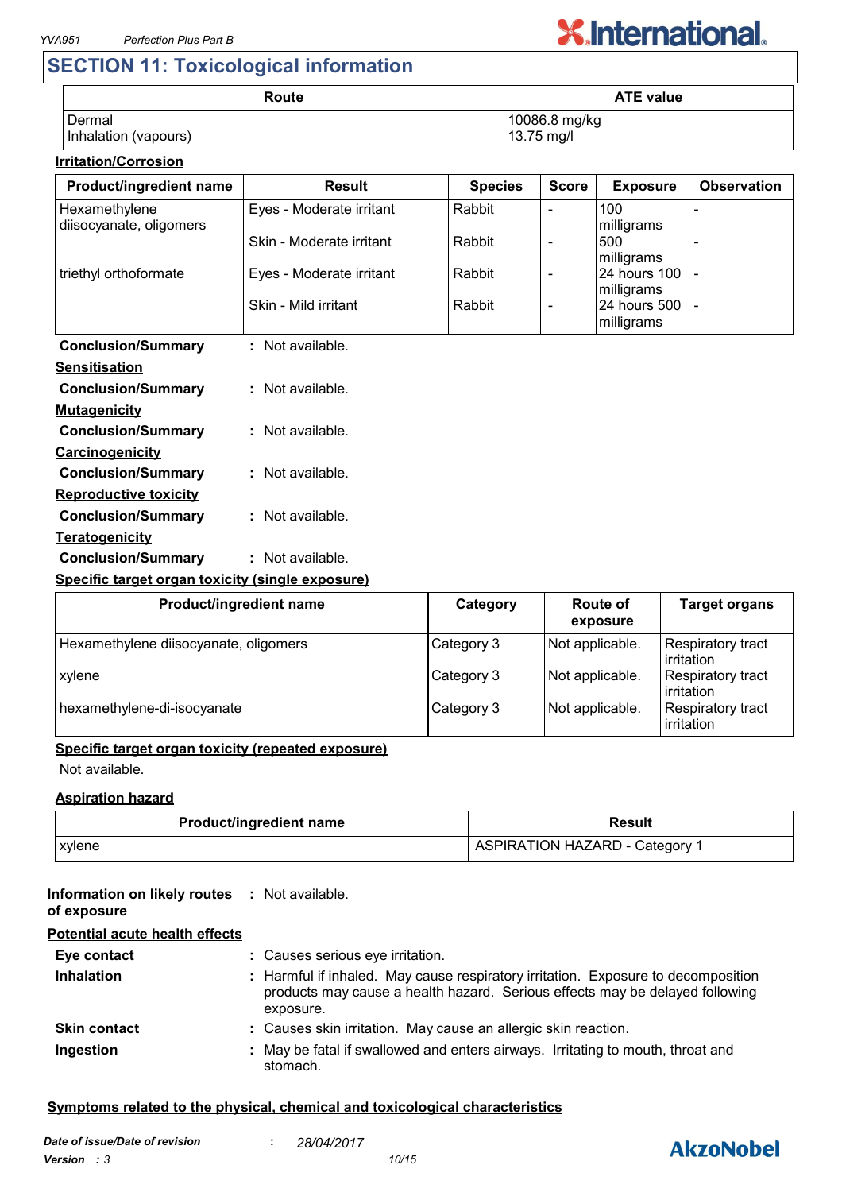## SECTION 11: Toxicological information

| Route | ATE value |
|---|---|
| Dermal | 10086.8 mg/kg |
| Inhalation (vapours) | 13.75 mg/l |

**Irritation/Corrosion**

| Product/ingredient name | Result | Species | Score | Exposure | Observation |
|---|---|---|---|---|---|
| Hexamethylene diisocyanate, oligomers | Eyes - Moderate irritant | Rabbit | - | 100 milligrams | - |
| | Skin - Moderate irritant | Rabbit | - | 500 milligrams | - |
| triethyl orthoformate | Eyes - Moderate irritant | Rabbit | - | 24 hours 100 milligrams | - |
| | Skin - Mild irritant | Rabbit | - | 24 hours 500 milligrams | - |

**Conclusion/Summary** : Not available.

**Sensitisation**

**Conclusion/Summary** : Not available.

**Mutagenicity**

**Conclusion/Summary** : Not available.

**Carcinogenicity**

**Conclusion/Summary** : Not available.

**Reproductive toxicity**

**Conclusion/Summary** : Not available.

**Teratogenicity**

**Conclusion/Summary** : Not available.

**Specific target organ toxicity (single exposure)**

| Product/ingredient name | Category | Route of exposure | Target organs |
|---|---|---|---|
| Hexamethylene diisocyanate, oligomers | Category 3 | Not applicable. | Respiratory tract irritation |
| xylene | Category 3 | Not applicable. | Respiratory tract irritation |
| hexamethylene-di-isocyanate | Category 3 | Not applicable. | Respiratory tract irritation |

**Specific target organ toxicity (repeated exposure)**

Not available.

**Aspiration hazard**

| Product/ingredient name | Result |
|---|---|
| xylene | ASPIRATION HAZARD - Category 1 |

**Information on likely routes of exposure** : Not available.

**Potential acute health effects**

**Eye contact** : Causes serious eye irritation.

**Inhalation** : Harmful if inhaled. May cause respiratory irritation. Exposure to decomposition products may cause a health hazard. Serious effects may be delayed following exposure.

**Skin contact** : Causes skin irritation. May cause an allergic skin reaction.

**Ingestion** : May be fatal if swallowed and enters airways. Irritating to mouth, throat and stomach.

**Symptoms related to the physical, chemical and toxicological characteristics**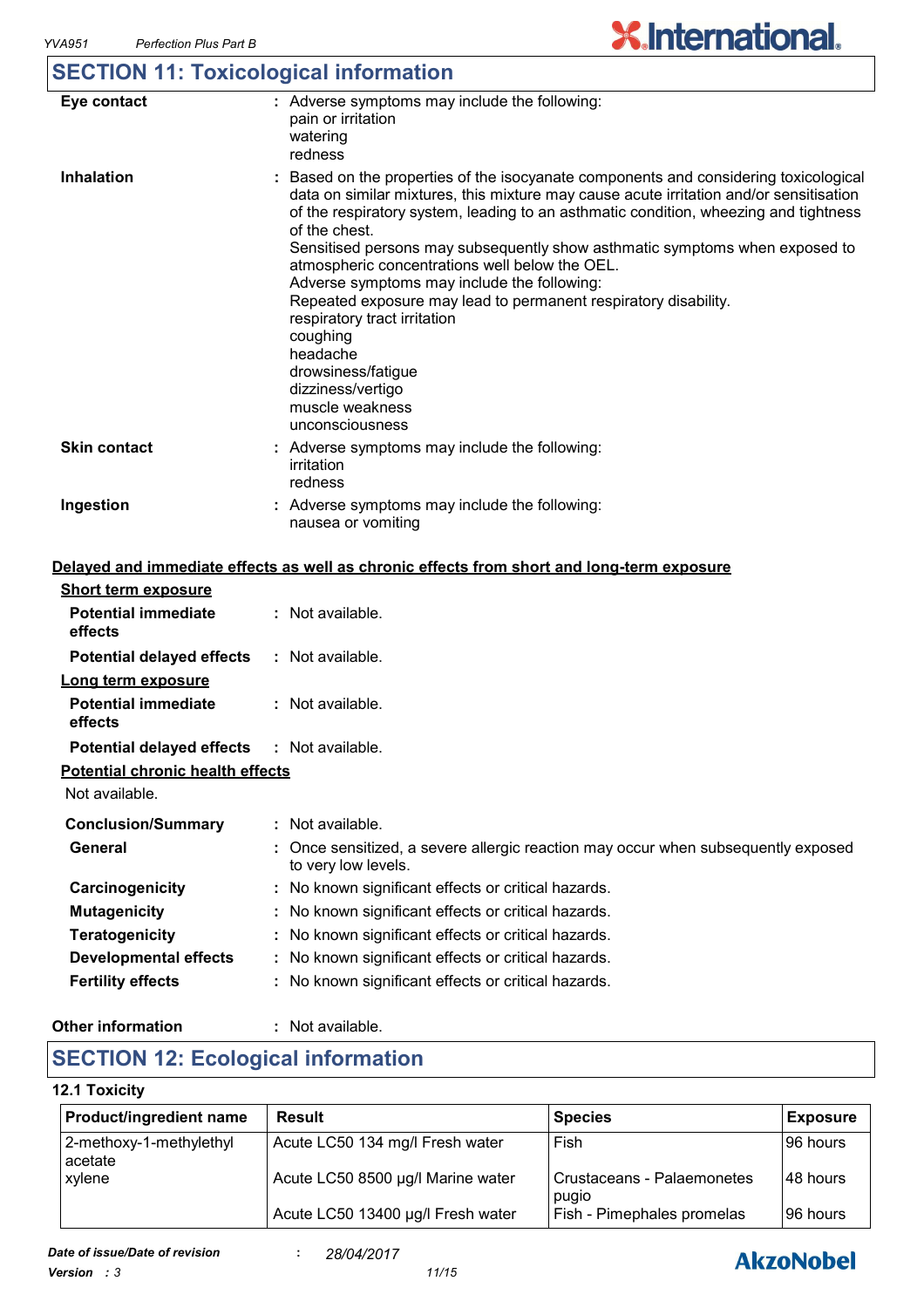## SECTION 11: Toxicological information

**Eye contact** : Adverse symptoms may include the following:
pain or irritation
watering
redness

**Inhalation** : Based on the properties of the isocyanate components and considering toxicological data on similar mixtures, this mixture may cause acute irritation and/or sensitisation of the respiratory system, leading to an asthmatic condition, wheezing and tightness of the chest.
Sensitised persons may subsequently show asthmatic symptoms when exposed to atmospheric concentrations well below the OEL.
Adverse symptoms may include the following:
Repeated exposure may lead to permanent respiratory disability.
respiratory tract irritation
coughing
headache
drowsiness/fatigue
dizziness/vertigo
muscle weakness
unconsciousness

**Skin contact** : Adverse symptoms may include the following:
irritation
redness

**Ingestion** : Adverse symptoms may include the following:
nausea or vomiting

**Delayed and immediate effects as well as chronic effects from short and long-term exposure**

**Short term exposure**

**Potential immediate effects** : Not available.

**Potential delayed effects** : Not available.

**Long term exposure**

**Potential immediate effects** : Not available.

**Potential delayed effects** : Not available.

**Potential chronic health effects**

Not available.

**Conclusion/Summary** : Not available.

**General** : Once sensitized, a severe allergic reaction may occur when subsequently exposed to very low levels.

**Carcinogenicity** : No known significant effects or critical hazards.

**Mutagenicity** : No known significant effects or critical hazards.

**Teratogenicity** : No known significant effects or critical hazards.

**Developmental effects** : No known significant effects or critical hazards.

**Fertility effects** : No known significant effects or critical hazards.

**Other information** : Not available.

## SECTION 12: Ecological information

### 12.1 Toxicity

| Product/ingredient name | Result | Species | Exposure |
|---|---|---|---|
| 2-methoxy-1-methylethyl acetate | Acute LC50 134 mg/l Fresh water | Fish | 96 hours |
| xylene | Acute LC50 8500 µg/l Marine water | Crustaceans - Palaemonetes pugio | 48 hours |
| | Acute LC50 13400 µg/l Fresh water | Fish - Pimephales promelas | 96 hours |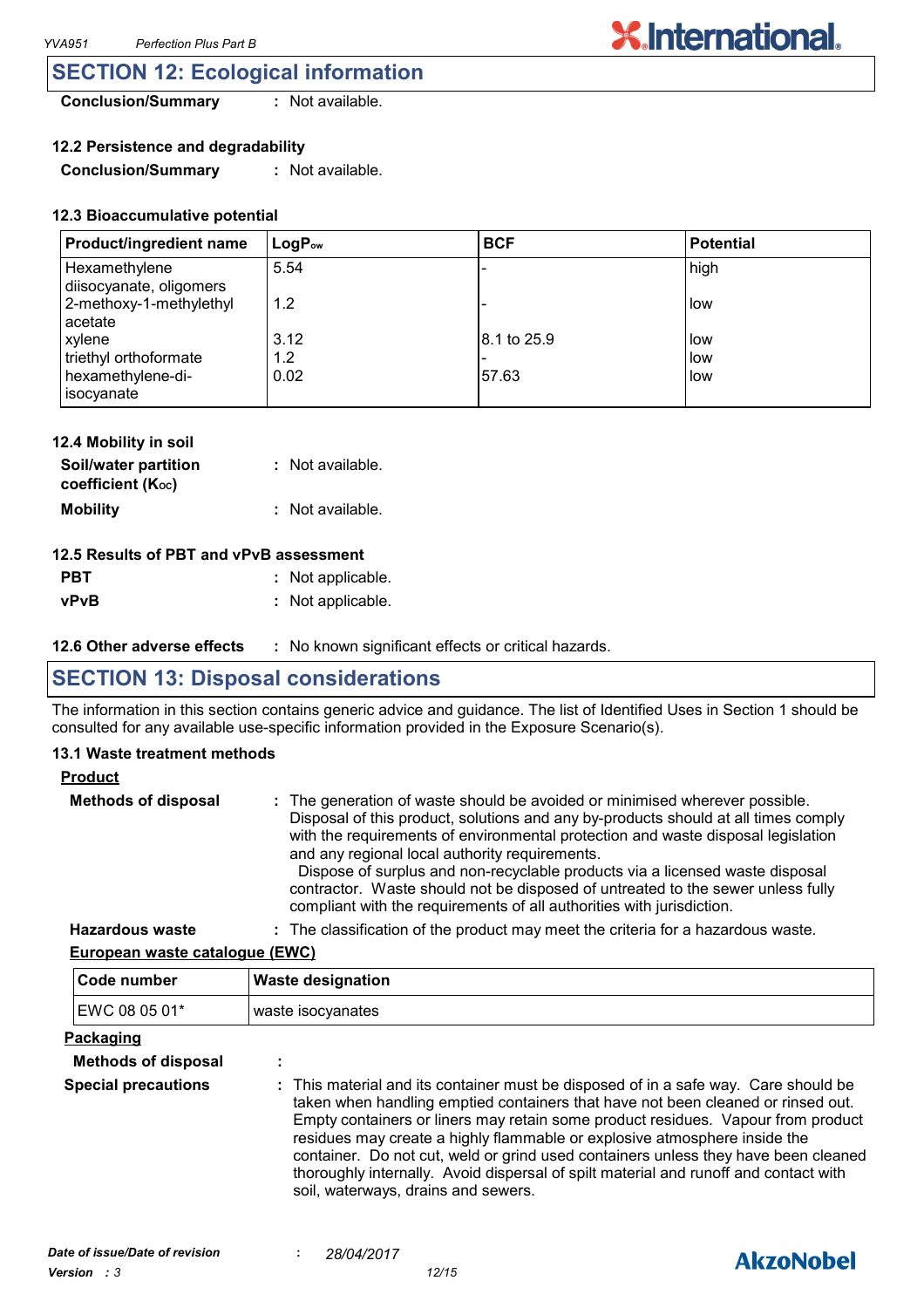## SECTION 12: Ecological information

**Conclusion/Summary** : Not available.

### 12.2 Persistence and degradability

**Conclusion/Summary** : Not available.

### 12.3 Bioaccumulative potential

| Product/ingredient name | $LogP_{ow}$ | BCF | Potential |
|---|---|---|---|
| Hexamethylene diisocyanate, oligomers | 5.54 | - | high |
| 2-methoxy-1-methylethyl acetate | 1.2 | - | low |
| xylene | 3.12 | 8.1 to 25.9 | low |
| triethyl orthoformate | 1.2 | - | low |
| hexamethylene-di-isocyanate | 0.02 | 57.63 | low |

### 12.4 Mobility in soil

**Soil/water partition coefficient ($K_{OC}$)** : Not available.

**Mobility** : Not available.

### 12.5 Results of PBT and vPvB assessment

**PBT** : Not applicable.

**vPvB** : Not applicable.

### 12.6 Other adverse effects : No known significant effects or critical hazards.

## SECTION 13: Disposal considerations

The information in this section contains generic advice and guidance. The list of Identified Uses in Section 1 should be consulted for any available use-specific information provided in the Exposure Scenario(s).

### 13.1 Waste treatment methods

**Product**

**Methods of disposal** : The generation of waste should be avoided or minimised wherever possible. Disposal of this product, solutions and any by-products should at all times comply with the requirements of environmental protection and waste disposal legislation and any regional local authority requirements. Dispose of surplus and non-recyclable products via a licensed waste disposal contractor. Waste should not be disposed of untreated to the sewer unless fully compliant with the requirements of all authorities with jurisdiction.

**Hazardous waste** : The classification of the product may meet the criteria for a hazardous waste.

**European waste catalogue (EWC)**

| Code number | Waste designation |
|---|---|
| EWC 08 05 01* | waste isocyanates |

**Packaging**

**Methods of disposal** :

**Special precautions** : This material and its container must be disposed of in a safe way. Care should be taken when handling emptied containers that have not been cleaned or rinsed out. Empty containers or liners may retain some product residues. Vapour from product residues may create a highly flammable or explosive atmosphere inside the container. Do not cut, weld or grind used containers unless they have been cleaned thoroughly internally. Avoid dispersal of spilt material and runoff and contact with soil, waterways, drains and sewers.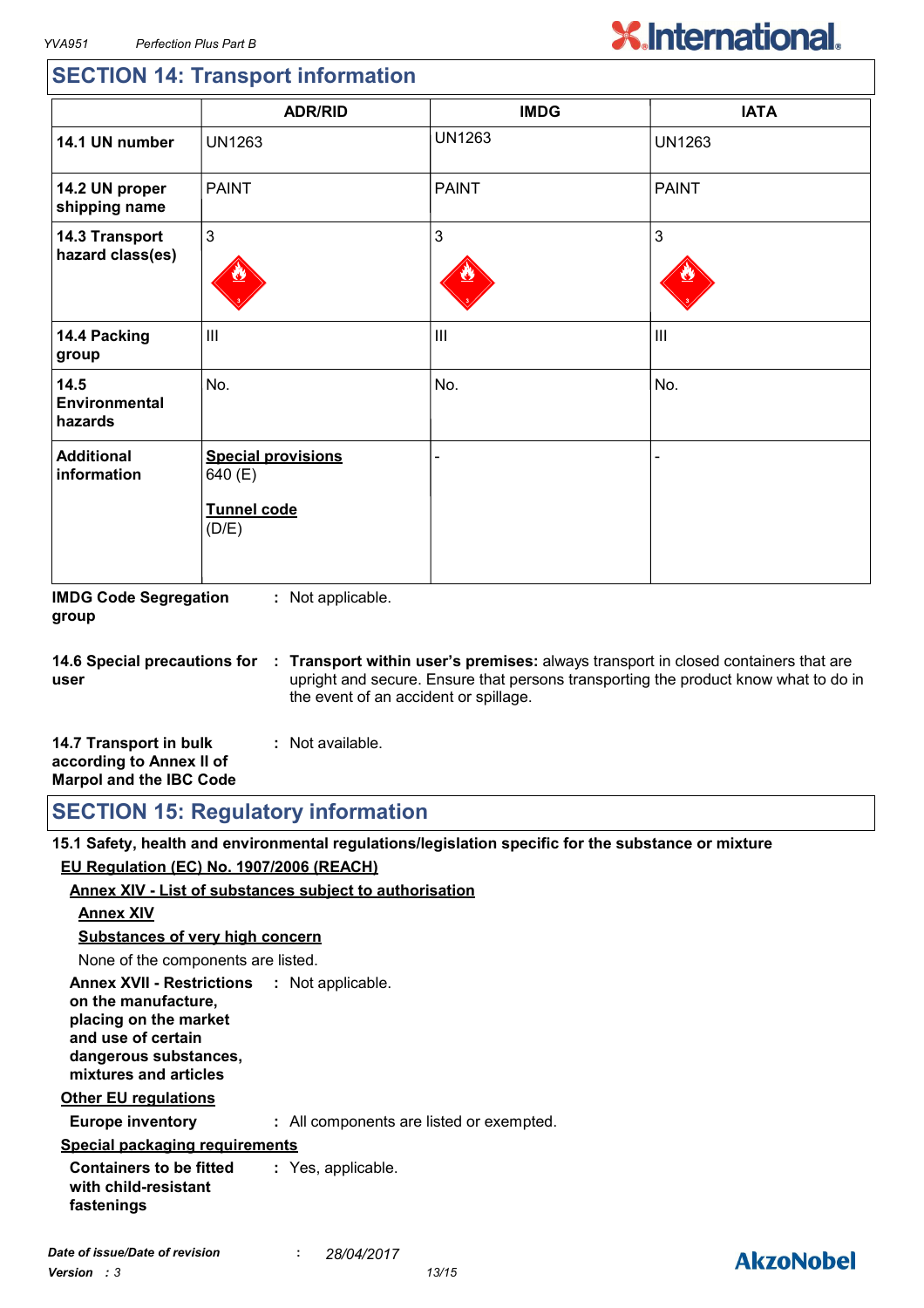## SECTION 14: Transport information

| | ADR/RID | IMDG | IATA |
|---|---|---|---|
| **14.1 UN number** | UN1263 | UN1263 | UN1263 |
| **14.2 UN proper shipping name** | PAINT | PAINT | PAINT |
| **14.3 Transport hazard class(es)** | 3 | 3 | 3 |
| **14.4 Packing group** | III | III | III |
| **14.5 Environmental hazards** | No. | No. | No. |
| **Additional information** | **Special provisions** 640 (E) **Tunnel code** (D/E) | - | - |

**IMDG Code Segregation group** : Not applicable.

**14.6 Special precautions for user** : **Transport within user's premises:** always transport in closed containers that are upright and secure. Ensure that persons transporting the product know what to do in the event of an accident or spillage.

**14.7 Transport in bulk according to Annex II of Marpol and the IBC Code** : Not available.

## SECTION 15: Regulatory information

**15.1 Safety, health and environmental regulations/legislation specific for the substance or mixture**

**EU Regulation (EC) No. 1907/2006 (REACH)**

**Annex XIV - List of substances subject to authorisation**

**Annex XIV**

**Substances of very high concern**

None of the components are listed.

**Annex XVII - Restrictions on the manufacture, placing on the market and use of certain dangerous substances, mixtures and articles** : Not applicable.

**Other EU regulations**

**Europe inventory** : All components are listed or exempted.

**Special packaging requirements**

**Containers to be fitted with child-resistant fastenings** : Yes, applicable.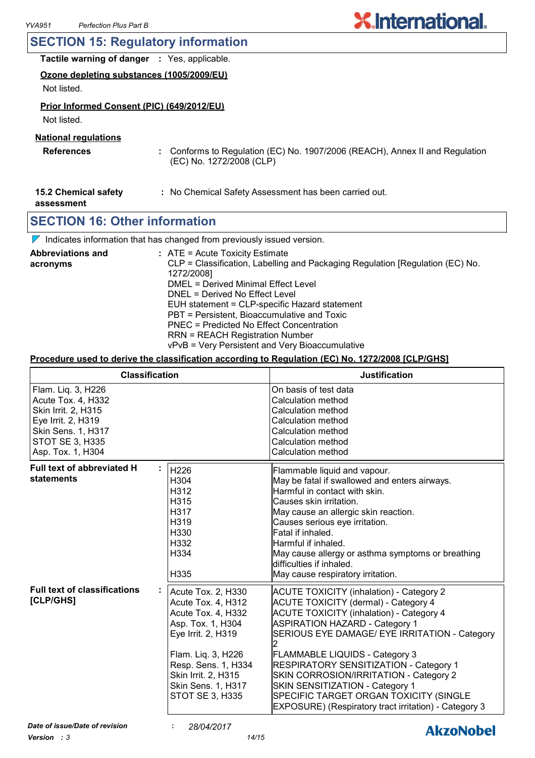## SECTION 15: Regulatory information

**Tactile warning of danger** : Yes, applicable.

**Ozone depleting substances (1005/2009/EU)**

Not listed.

**Prior Informed Consent (PIC) (649/2012/EU)**

Not listed.

**National regulations**

**References** : Conforms to Regulation (EC) No. 1907/2006 (REACH), Annex II and Regulation (EC) No. 1272/2008 (CLP)

**15.2 Chemical safety assessment** : No Chemical Safety Assessment has been carried out.

## SECTION 16: Other information

Indicates information that has changed from previously issued version.

**Abbreviations and acronyms** :
ATE = Acute Toxicity Estimate
CLP = Classification, Labelling and Packaging Regulation [Regulation (EC) No. 1272/2008]
DMEL = Derived Minimal Effect Level
DNEL = Derived No Effect Level
EUH statement = CLP-specific Hazard statement
PBT = Persistent, Bioaccumulative and Toxic
PNEC = Predicted No Effect Concentration
RRN = REACH Registration Number
vPvB = Very Persistent and Very Bioaccumulative

**Procedure used to derive the classification according to Regulation (EC) No. 1272/2008 [CLP/GHS]**

| Classification | Justification |
|---|---|
| Flam. Liq. 3, H226 | On basis of test data |
| Acute Tox. 4, H332 | Calculation method |
| Skin Irrit. 2, H315 | Calculation method |
| Eye Irrit. 2, H319 | Calculation method |
| Skin Sens. 1, H317 | Calculation method |
| STOT SE 3, H335 | Calculation method |
| Asp. Tox. 1, H304 | Calculation method |

**Full text of abbreviated H statements** :

| | |
|---|---|
| H226 | Flammable liquid and vapour. |
| H304 | May be fatal if swallowed and enters airways. |
| H312 | Harmful in contact with skin. |
| H315 | Causes skin irritation. |
| H317 | May cause an allergic skin reaction. |
| H319 | Causes serious eye irritation. |
| H330 | Fatal if inhaled. |
| H332 | Harmful if inhaled. |
| H334 | May cause allergy or asthma symptoms or breathing difficulties if inhaled. |
| H335 | May cause respiratory irritation. |

**Full text of classifications [CLP/GHS]** :

| | |
|---|---|
| Acute Tox. 2, H330 | ACUTE TOXICITY (inhalation) - Category 2 |
| Acute Tox. 4, H312 | ACUTE TOXICITY (dermal) - Category 4 |
| Acute Tox. 4, H332 | ACUTE TOXICITY (inhalation) - Category 4 |
| Asp. Tox. 1, H304 | ASPIRATION HAZARD - Category 1 |
| Eye Irrit. 2, H319 | SERIOUS EYE DAMAGE/ EYE IRRITATION - Category 2 |
| Flam. Liq. 3, H226 | FLAMMABLE LIQUIDS - Category 3 |
| Resp. Sens. 1, H334 | RESPIRATORY SENSITIZATION - Category 1 |
| Skin Irrit. 2, H315 | SKIN CORROSION/IRRITATION - Category 2 |
| Skin Sens. 1, H317 | SKIN SENSITIZATION - Category 1 |
| STOT SE 3, H335 | SPECIFIC TARGET ORGAN TOXICITY (SINGLE EXPOSURE) (Respiratory tract irritation) - Category 3 |

*Date of issue/Date of revision* : *28/04/2017*

*Version : 3*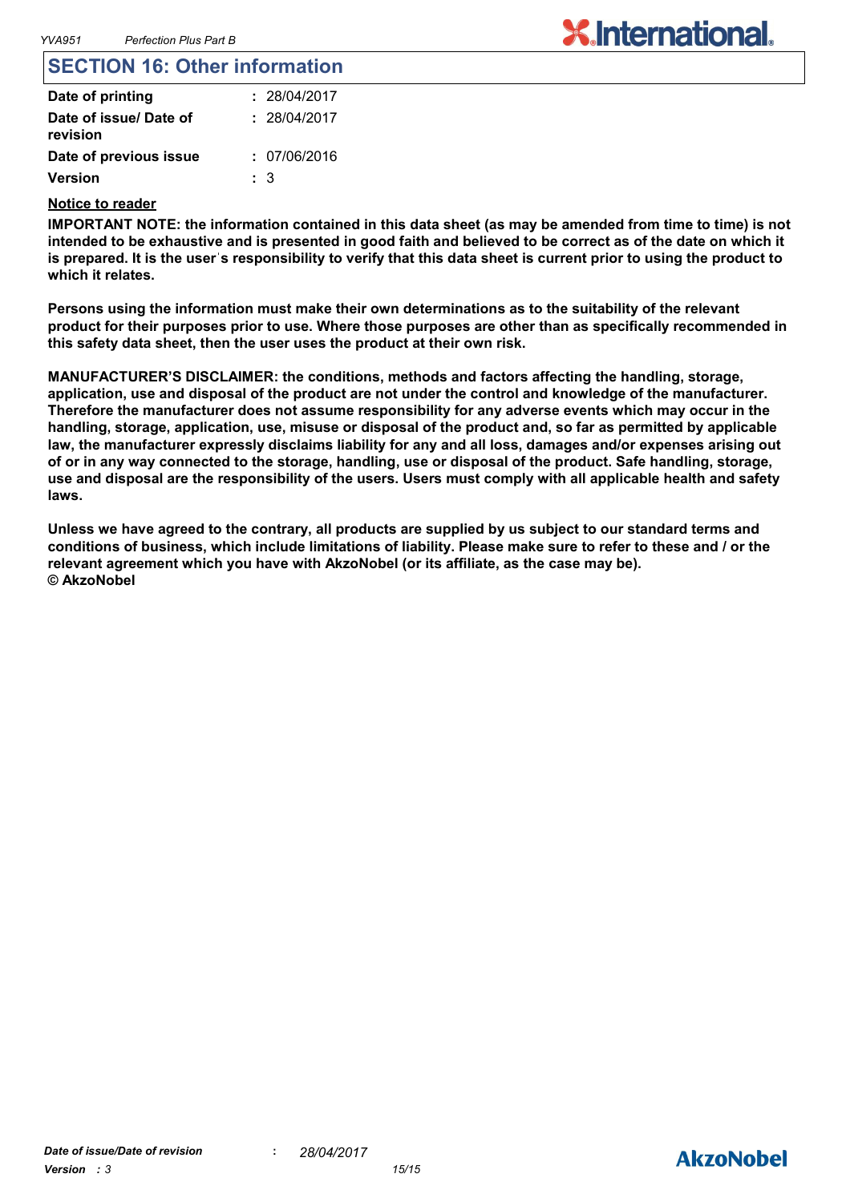## SECTION 16: Other information

| | | |
|---|---|---|
| **Date of printing** | : | 28/04/2017 |
| **Date of issue/ Date of revision** | : | 28/04/2017 |
| **Date of previous issue** | : | 07/06/2016 |
| **Version** | : | 3 |

**Notice to reader**

**IMPORTANT NOTE: the information contained in this data sheet (as may be amended from time to time) is not intended to be exhaustive and is presented in good faith and believed to be correct as of the date on which it is prepared. It is the user's responsibility to verify that this data sheet is current prior to using the product to which it relates.**

**Persons using the information must make their own determinations as to the suitability of the relevant product for their purposes prior to use. Where those purposes are other than as specifically recommended in this safety data sheet, then the user uses the product at their own risk.**

**MANUFACTURER'S DISCLAIMER: the conditions, methods and factors affecting the handling, storage, application, use and disposal of the product are not under the control and knowledge of the manufacturer. Therefore the manufacturer does not assume responsibility for any adverse events which may occur in the handling, storage, application, use, misuse or disposal of the product and, so far as permitted by applicable law, the manufacturer expressly disclaims liability for any and all loss, damages and/or expenses arising out of or in any way connected to the storage, handling, use or disposal of the product. Safe handling, storage, use and disposal are the responsibility of the users. Users must comply with all applicable health and safety laws.**

**Unless we have agreed to the contrary, all products are supplied by us subject to our standard terms and conditions of business, which include limitations of liability. Please make sure to refer to these and / or the relevant agreement which you have with AkzoNobel (or its affiliate, as the case may be).**
**© AkzoNobel**